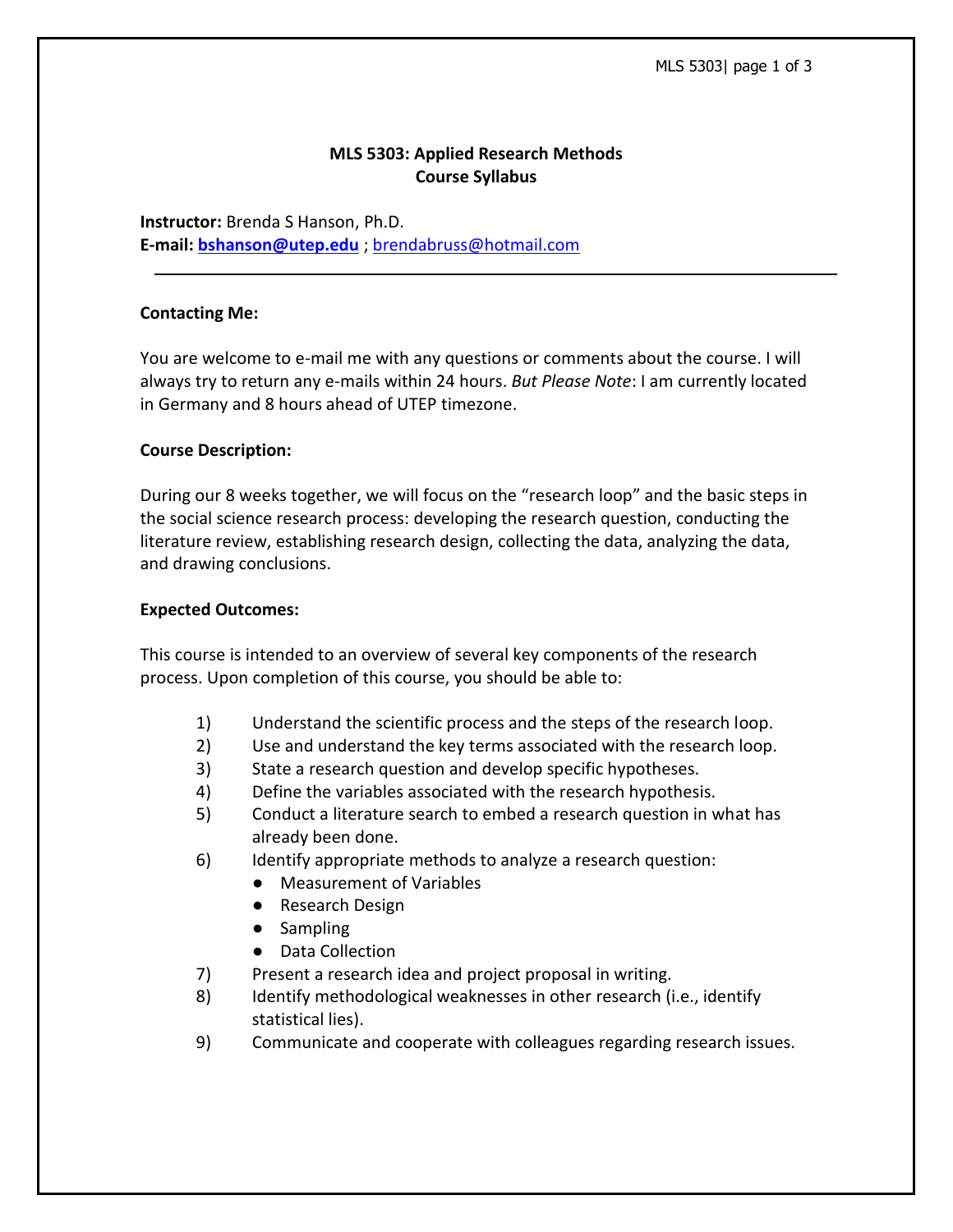# MLS 5303: Applied Research Methods
## Course Syllabus

**Instructor:** Brenda S Hanson, Ph.D.
**E-mail:** **bshanson@utep.edu** ; brendabruss@hotmail.com

---

**Contacting Me:**

You are welcome to e-mail me with any questions or comments about the course. I will always try to return any e-mails within 24 hours. *But Please Note*: I am currently located in Germany and 8 hours ahead of UTEP timezone.

**Course Description:**

During our 8 weeks together, we will focus on the "research loop" and the basic steps in the social science research process: developing the research question, conducting the literature review, establishing research design, collecting the data, analyzing the data, and drawing conclusions.

**Expected Outcomes:**

This course is intended to an overview of several key components of the research process. Upon completion of this course, you should be able to:

1) Understand the scientific process and the steps of the research loop.
2) Use and understand the key terms associated with the research loop.
3) State a research question and develop specific hypotheses.
4) Define the variables associated with the research hypothesis.
5) Conduct a literature search to embed a research question in what has already been done.
6) Identify appropriate methods to analyze a research question:
   - Measurement of Variables
   - Research Design
   - Sampling
   - Data Collection
7) Present a research idea and project proposal in writing.
8) Identify methodological weaknesses in other research (i.e., identify statistical lies).
9) Communicate and cooperate with colleagues regarding research issues.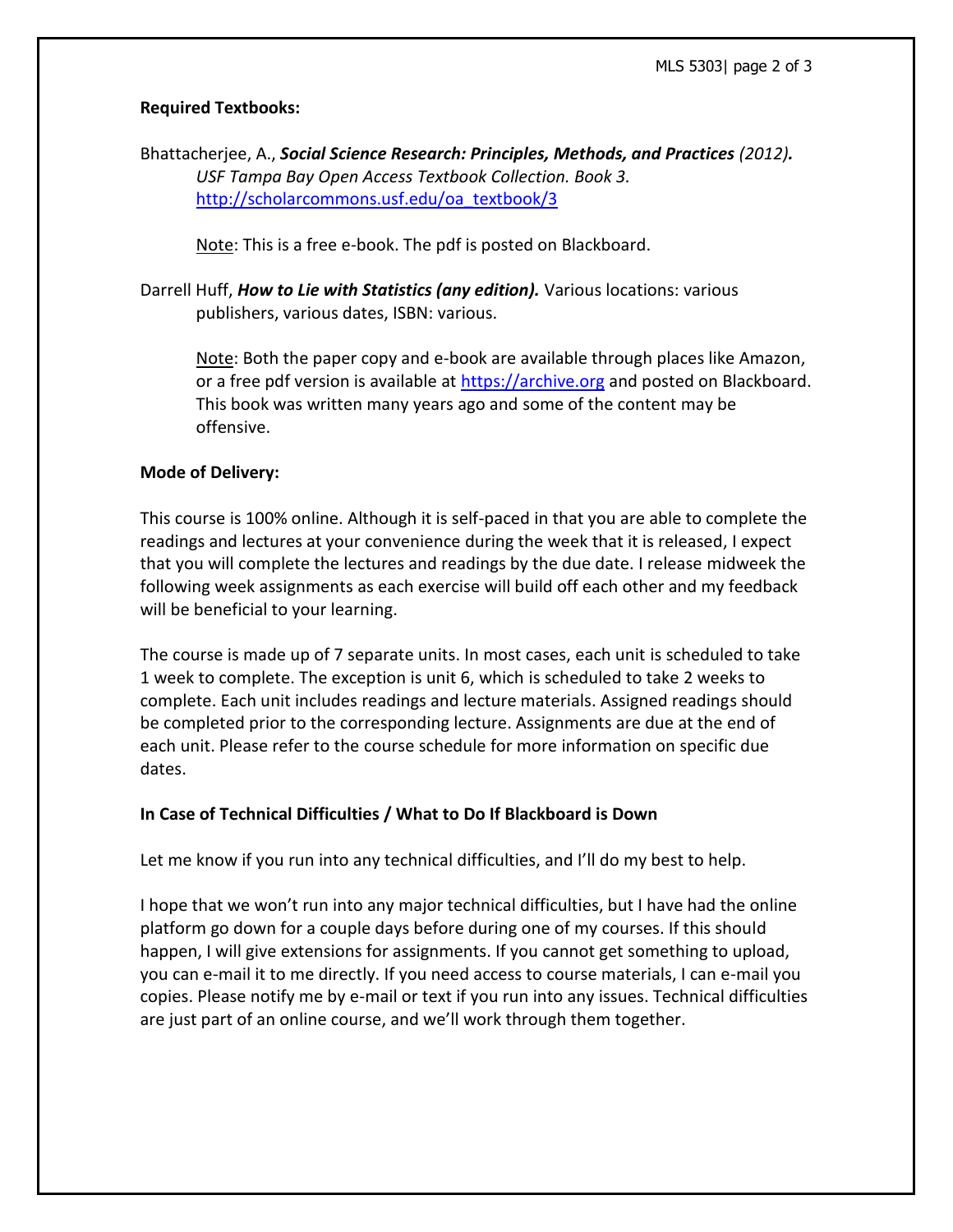**Required Textbooks:**

Bhattacherjee, A., ***Social Science Research: Principles, Methods, and Practices** (2012).* *USF Tampa Bay Open Access Textbook Collection. Book 3.* http://scholarcommons.usf.edu/oa_textbook/3

Note: This is a free e-book. The pdf is posted on Blackboard.

Darrell Huff, ***How to Lie with Statistics (any edition).*** Various locations: various publishers, various dates, ISBN: various.

Note: Both the paper copy and e-book are available through places like Amazon, or a free pdf version is available at https://archive.org and posted on Blackboard. This book was written many years ago and some of the content may be offensive.

**Mode of Delivery:**

This course is 100% online. Although it is self-paced in that you are able to complete the readings and lectures at your convenience during the week that it is released, I expect that you will complete the lectures and readings by the due date. I release midweek the following week assignments as each exercise will build off each other and my feedback will be beneficial to your learning.

The course is made up of 7 separate units. In most cases, each unit is scheduled to take 1 week to complete. The exception is unit 6, which is scheduled to take 2 weeks to complete. Each unit includes readings and lecture materials. Assigned readings should be completed prior to the corresponding lecture. Assignments are due at the end of each unit. Please refer to the course schedule for more information on specific due dates.

**In Case of Technical Difficulties / What to Do If Blackboard is Down**

Let me know if you run into any technical difficulties, and I'll do my best to help.

I hope that we won't run into any major technical difficulties, but I have had the online platform go down for a couple days before during one of my courses. If this should happen, I will give extensions for assignments. If you cannot get something to upload, you can e-mail it to me directly. If you need access to course materials, I can e-mail you copies. Please notify me by e-mail or text if you run into any issues. Technical difficulties are just part of an online course, and we'll work through them together.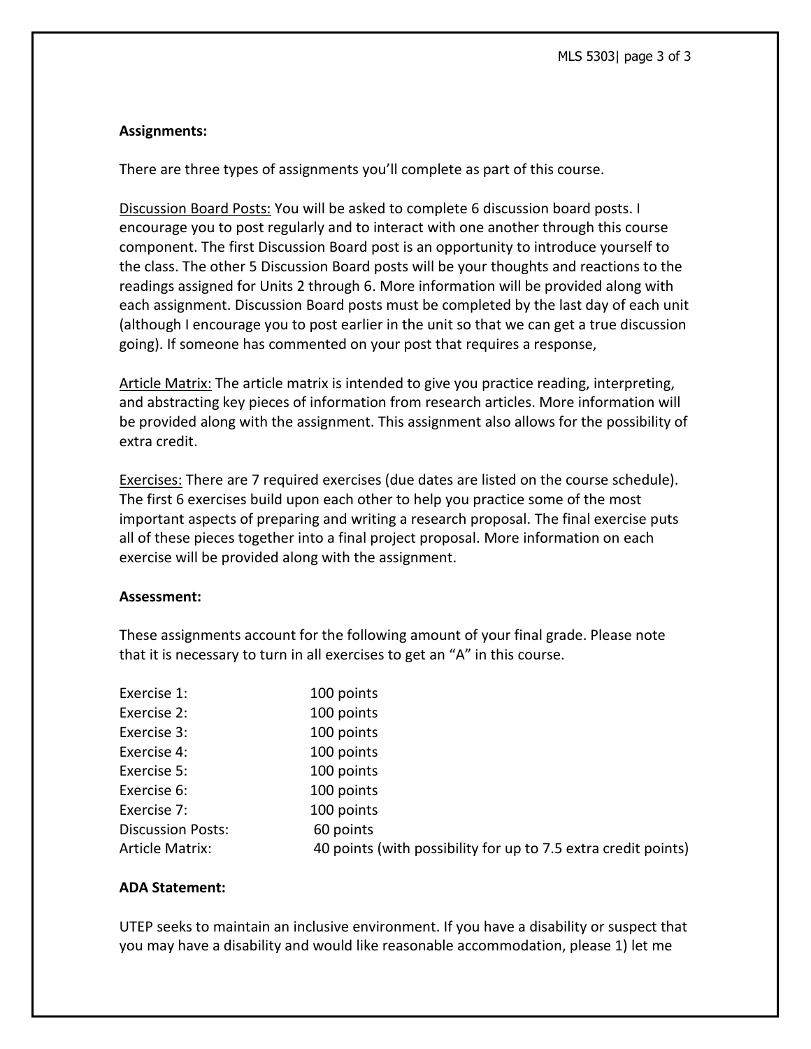**Assignments:**

There are three types of assignments you'll complete as part of this course.

Discussion Board Posts: You will be asked to complete 6 discussion board posts. I encourage you to post regularly and to interact with one another through this course component. The first Discussion Board post is an opportunity to introduce yourself to the class. The other 5 Discussion Board posts will be your thoughts and reactions to the readings assigned for Units 2 through 6. More information will be provided along with each assignment. Discussion Board posts must be completed by the last day of each unit (although I encourage you to post earlier in the unit so that we can get a true discussion going). If someone has commented on your post that requires a response,

Article Matrix: The article matrix is intended to give you practice reading, interpreting, and abstracting key pieces of information from research articles. More information will be provided along with the assignment. This assignment also allows for the possibility of extra credit.

Exercises: There are 7 required exercises (due dates are listed on the course schedule). The first 6 exercises build upon each other to help you practice some of the most important aspects of preparing and writing a research proposal. The final exercise puts all of these pieces together into a final project proposal. More information on each exercise will be provided along with the assignment.

**Assessment:**

These assignments account for the following amount of your final grade. Please note that it is necessary to turn in all exercises to get an "A" in this course.

| | |
|---|---|
| Exercise 1: | 100 points |
| Exercise 2: | 100 points |
| Exercise 3: | 100 points |
| Exercise 4: | 100 points |
| Exercise 5: | 100 points |
| Exercise 6: | 100 points |
| Exercise 7: | 100 points |
| Discussion Posts: | 60 points |
| Article Matrix: | 40 points (with possibility for up to 7.5 extra credit points) |

**ADA Statement:**

UTEP seeks to maintain an inclusive environment. If you have a disability or suspect that you may have a disability and would like reasonable accommodation, please 1) let me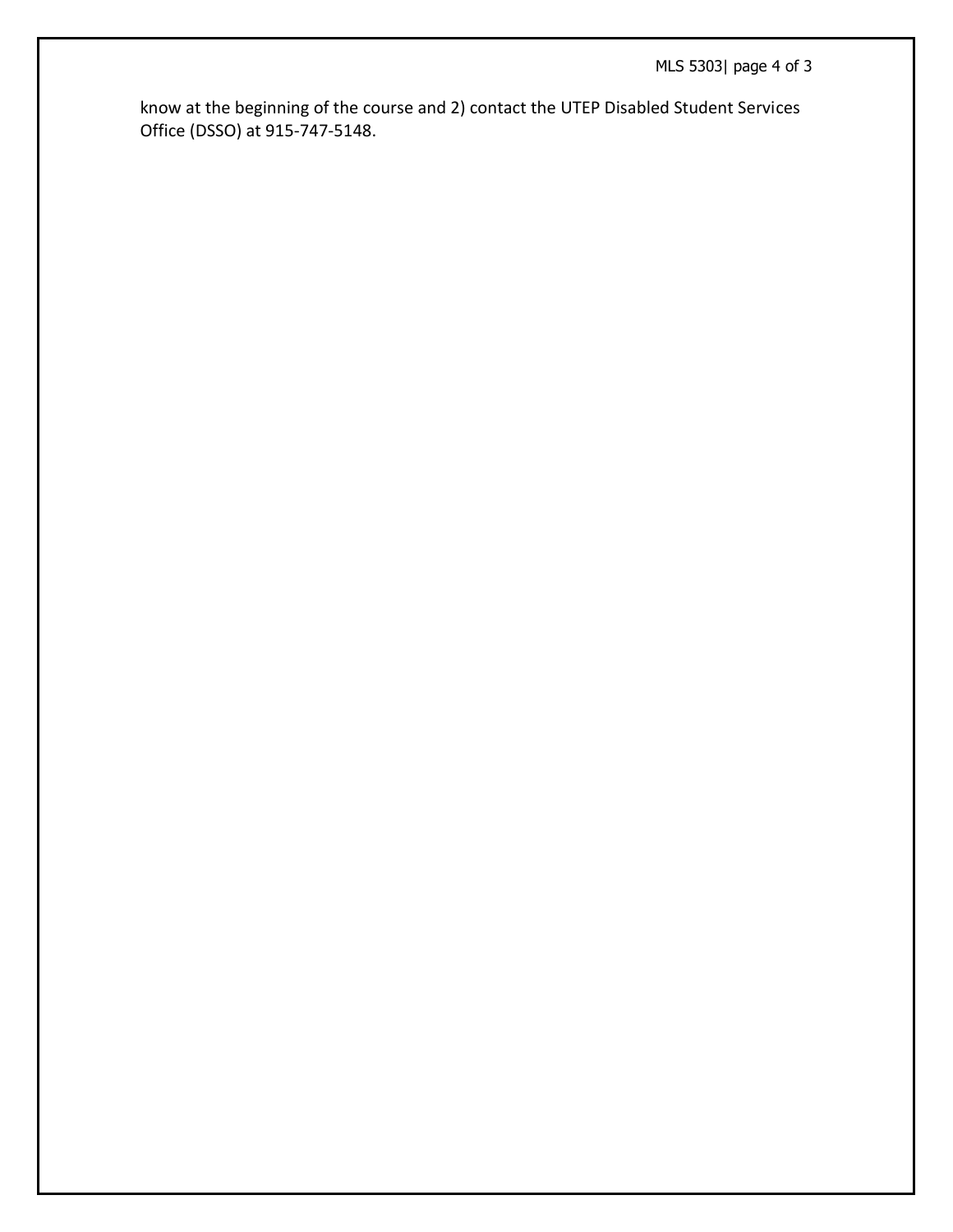know at the beginning of the course and 2) contact the UTEP Disabled Student Services Office (DSSO) at 915-747-5148.